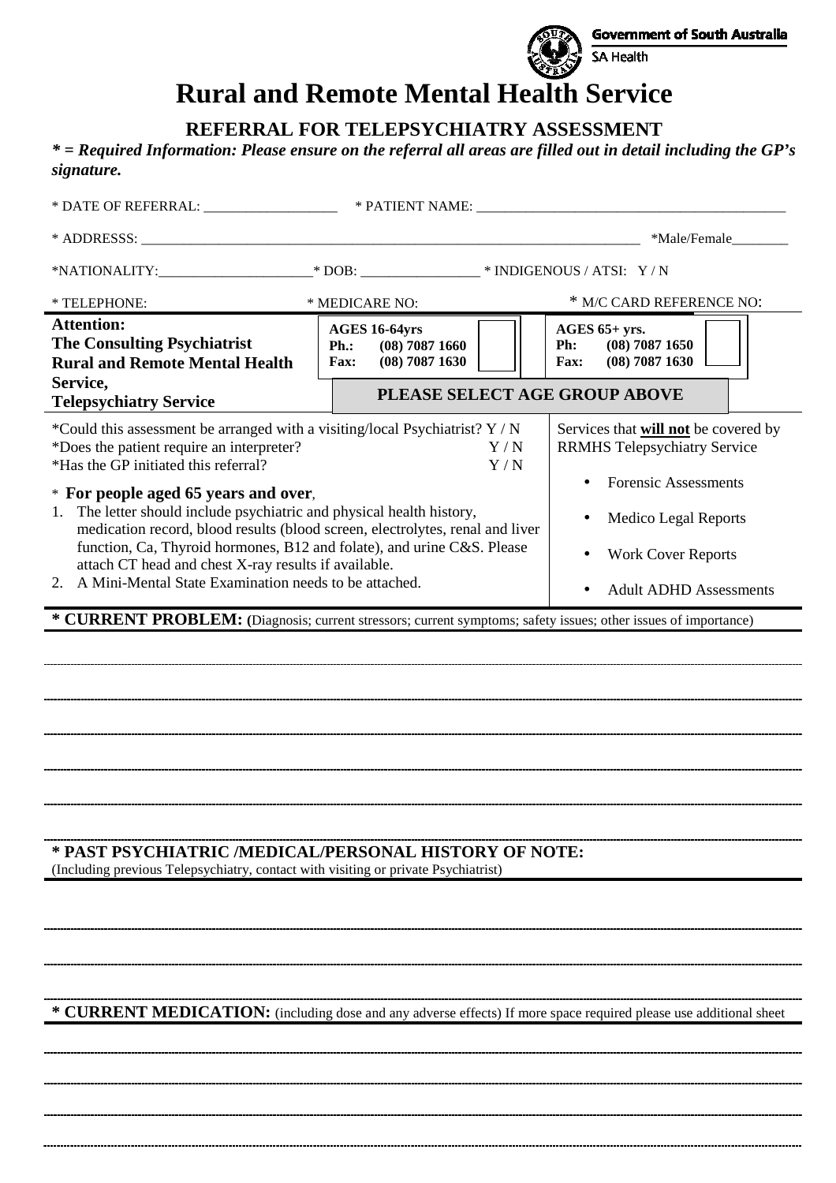Government of South Australia
SA Health

# Rural and Remote Mental Health Service

## REFERRAL FOR TELEPSYCHIATRY ASSESSMENT

***\* = Required Information: Please ensure on the referral all areas are filled out in detail including the GP's signature.***

\* DATE OF REFERRAL: ___________________ \* PATIENT NAME: ____________________________________________

\* ADDRESSS: ___________________________________________________________________________ \*Male/Female________

\*NATIONALITY:______________________\* DOB: _________________ \* INDIGENOUS / ATSI: Y / N

\* TELEPHONE: \* MEDICARE NO: \* M/C CARD REFERENCE NO:

| **Attention:** **The Consulting Psychiatrist** **Rural and Remote Mental Health Service,** **Telepsychiatry Service** | **AGES 16-64yrs** **Ph.: (08) 7087 1660** **Fax: (08) 7087 1630** ☐ | **AGES 65+ yrs.** **Ph: (08) 7087 1650** **Fax: (08) 7087 1630** ☐ |
|---|---|---|
| | **PLEASE SELECT AGE GROUP ABOVE** | |

\*Could this assessment be arranged with a visiting/local Psychiatrist? Y / N
\*Does the patient require an interpreter? Y / N
\*Has the GP initiated this referral? Y / N

\* **For people aged 65 years and over**,

1. The letter should include psychiatric and physical health history, medication record, blood results (blood screen, electrolytes, renal and liver function, Ca, Thyroid hormones, B12 and folate), and urine C&S. Please attach CT head and chest X-ray results if available.
2. A Mini-Mental State Examination needs to be attached.

Services that **will not** be covered by RRMHS Telepsychiatry Service

- Forensic Assessments
- Medico Legal Reports
- Work Cover Reports
- Adult ADHD Assessments

**\* CURRENT PROBLEM:** (Diagnosis; current stressors; current symptoms; safety issues; other issues of importance)

---

---

---

---

---

---

**\* PAST PSYCHIATRIC /MEDICAL/PERSONAL HISTORY OF NOTE:**
(Including previous Telepsychiatry, contact with visiting or private Psychiatrist)

---

---

---

**\* CURRENT MEDICATION:** (including dose and any adverse effects) If more space required please use additional sheet

---

---

---

---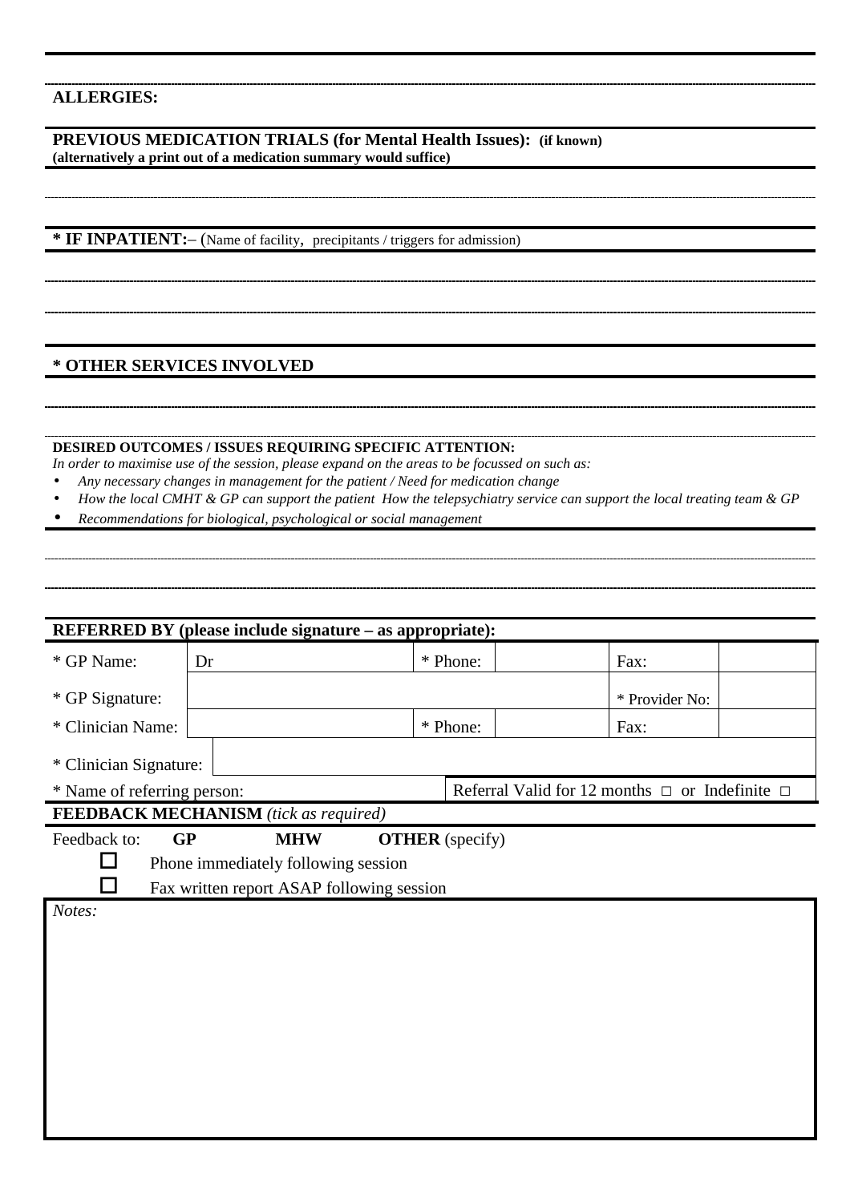**ALLERGIES:**

**PREVIOUS MEDICATION TRIALS (for Mental Health Issues): (if known)**
**(alternatively a print out of a medication summary would suffice)**

**\* IF INPATIENT:–** (Name of facility, precipitants / triggers for admission)

**\* OTHER SERVICES INVOLVED**

**DESIRED OUTCOMES / ISSUES REQUIRING SPECIFIC ATTENTION:**
*In order to maximise use of the session, please expand on the areas to be focussed on such as:*

- *Any necessary changes in management for the patient / Need for medication change*
- *How the local CMHT & GP can support the patient How the telepsychiatry service can support the local treating team & GP*
- *Recommendations for biological, psychological or social management*

**REFERRED BY (please include signature – as appropriate):**

| | | | | | |
|---|---|---|---|---|---|
| * GP Name: | Dr | * Phone: | | Fax: | |
| * GP Signature: | | | | * Provider No: | |
| * Clinician Name: | | * Phone: | | Fax: | |
| * Clinician Signature: | | | | | |
| * Name of referring person: | | Referral Valid for 12 months □ or Indefinite □ | | | |

**FEEDBACK MECHANISM** *(tick as required)*

Feedback to: **GP** **MHW** **OTHER** (specify)

- ☐ Phone immediately following session
- ☐ Fax written report ASAP following session

*Notes:*